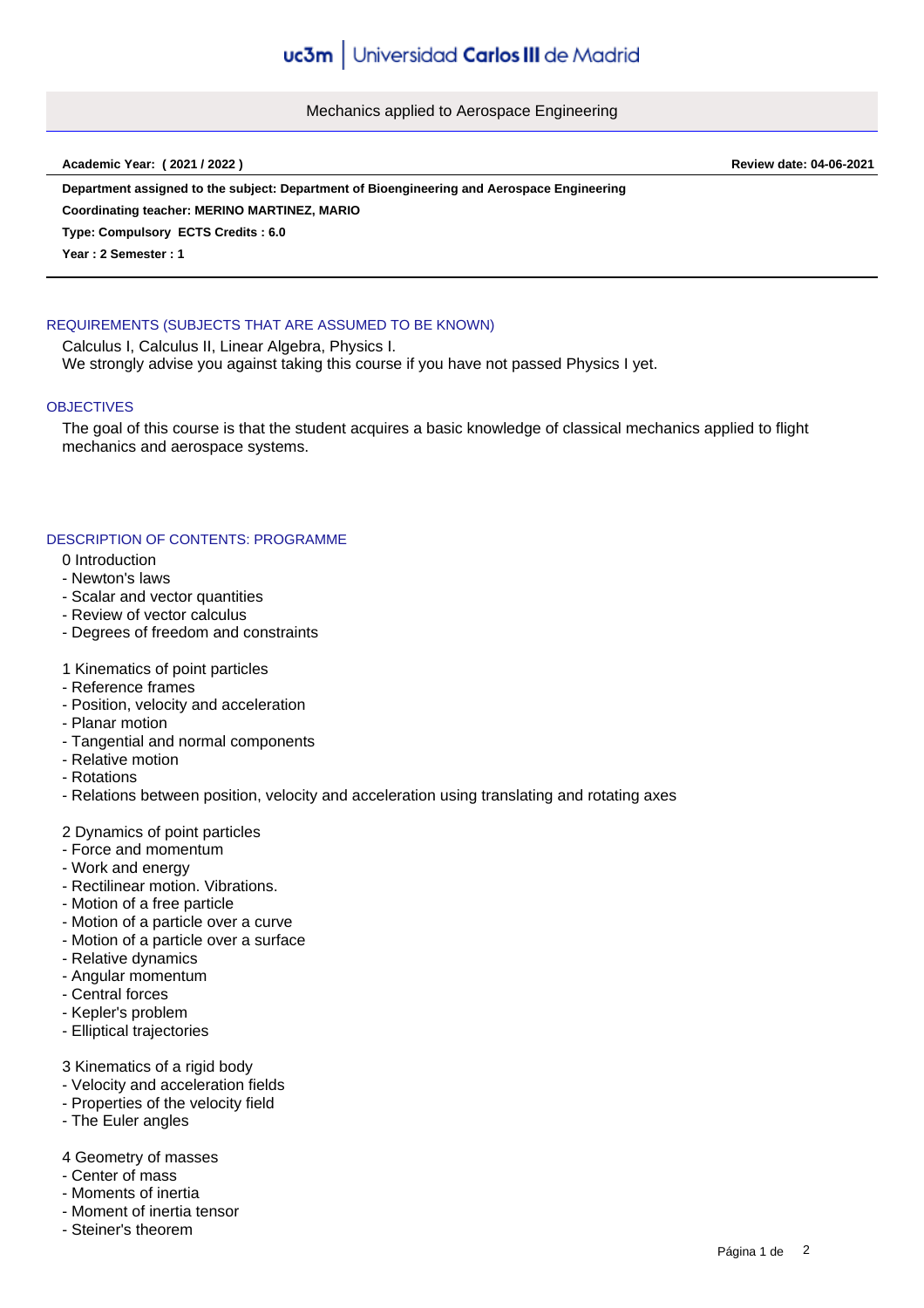# Mechanics applied to Aerospace Engineering

**Academic Year: ( 2021 / 2022 )** **Review date: 04-06-2021**

**Department assigned to the subject: Department of Bioengineering and Aerospace Engineering**

**Coordinating teacher: MERINO MARTINEZ, MARIO**

**Type: Compulsory ECTS Credits : 6.0**

**Year : 2 Semester : 1**

## REQUIREMENTS (SUBJECTS THAT ARE ASSUMED TO BE KNOWN)

Calculus I, Calculus II, Linear Algebra, Physics I.
We strongly advise you against taking this course if you have not passed Physics I yet.

## OBJECTIVES

The goal of this course is that the student acquires a basic knowledge of classical mechanics applied to flight mechanics and aerospace systems.

## DESCRIPTION OF CONTENTS: PROGRAMME

0 Introduction
- Newton's laws
- Scalar and vector quantities
- Review of vector calculus
- Degrees of freedom and constraints

1 Kinematics of point particles
- Reference frames
- Position, velocity and acceleration
- Planar motion
- Tangential and normal components
- Relative motion
- Rotations
- Relations between position, velocity and acceleration using translating and rotating axes

2 Dynamics of point particles
- Force and momentum
- Work and energy
- Rectilinear motion. Vibrations.
- Motion of a free particle
- Motion of a particle over a curve
- Motion of a particle over a surface
- Relative dynamics
- Angular momentum
- Central forces
- Kepler's problem
- Elliptical trajectories

3 Kinematics of a rigid body
- Velocity and acceleration fields
- Properties of the velocity field
- The Euler angles

4 Geometry of masses
- Center of mass
- Moments of inertia
- Moment of inertia tensor
- Steiner's theorem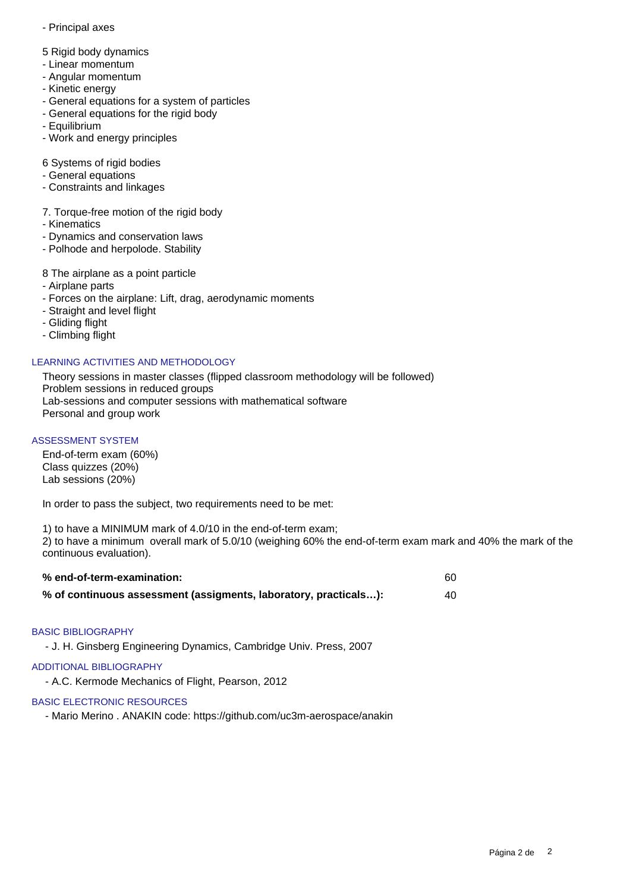- Principal axes

5 Rigid body dynamics
- Linear momentum
- Angular momentum
- Kinetic energy
- General equations for a system of particles
- General equations for the rigid body
- Equilibrium
- Work and energy principles

6 Systems of rigid bodies
- General equations
- Constraints and linkages

7. Torque-free motion of the rigid body
- Kinematics
- Dynamics and conservation laws
- Polhode and herpolode. Stability

8 The airplane as a point particle
- Airplane parts
- Forces on the airplane: Lift, drag, aerodynamic moments
- Straight and level flight
- Gliding flight
- Climbing flight

## LEARNING ACTIVITIES AND METHODOLOGY

Theory sessions in master classes (flipped classroom methodology will be followed)
Problem sessions in reduced groups
Lab-sessions and computer sessions with mathematical software
Personal and group work

## ASSESSMENT SYSTEM

End-of-term exam (60%)
Class quizzes (20%)
Lab sessions (20%)

In order to pass the subject, two requirements need to be met:

1) to have a MINIMUM mark of 4.0/10 in the end-of-term exam;
2) to have a minimum overall mark of 5.0/10 (weighing 60% the end-of-term exam mark and 40% the mark of the continuous evaluation).

| | |
|---|---|
| **% end-of-term-examination:** | 60 |
| **% of continuous assessment (assigments, laboratory, practicals…):** | 40 |

## BASIC BIBLIOGRAPHY

- J. H. Ginsberg Engineering Dynamics, Cambridge Univ. Press, 2007

## ADDITIONAL BIBLIOGRAPHY

- A.C. Kermode Mechanics of Flight, Pearson, 2012

## BASIC ELECTRONIC RESOURCES

- Mario Merino . ANAKIN code: https://github.com/uc3m-aerospace/anakin